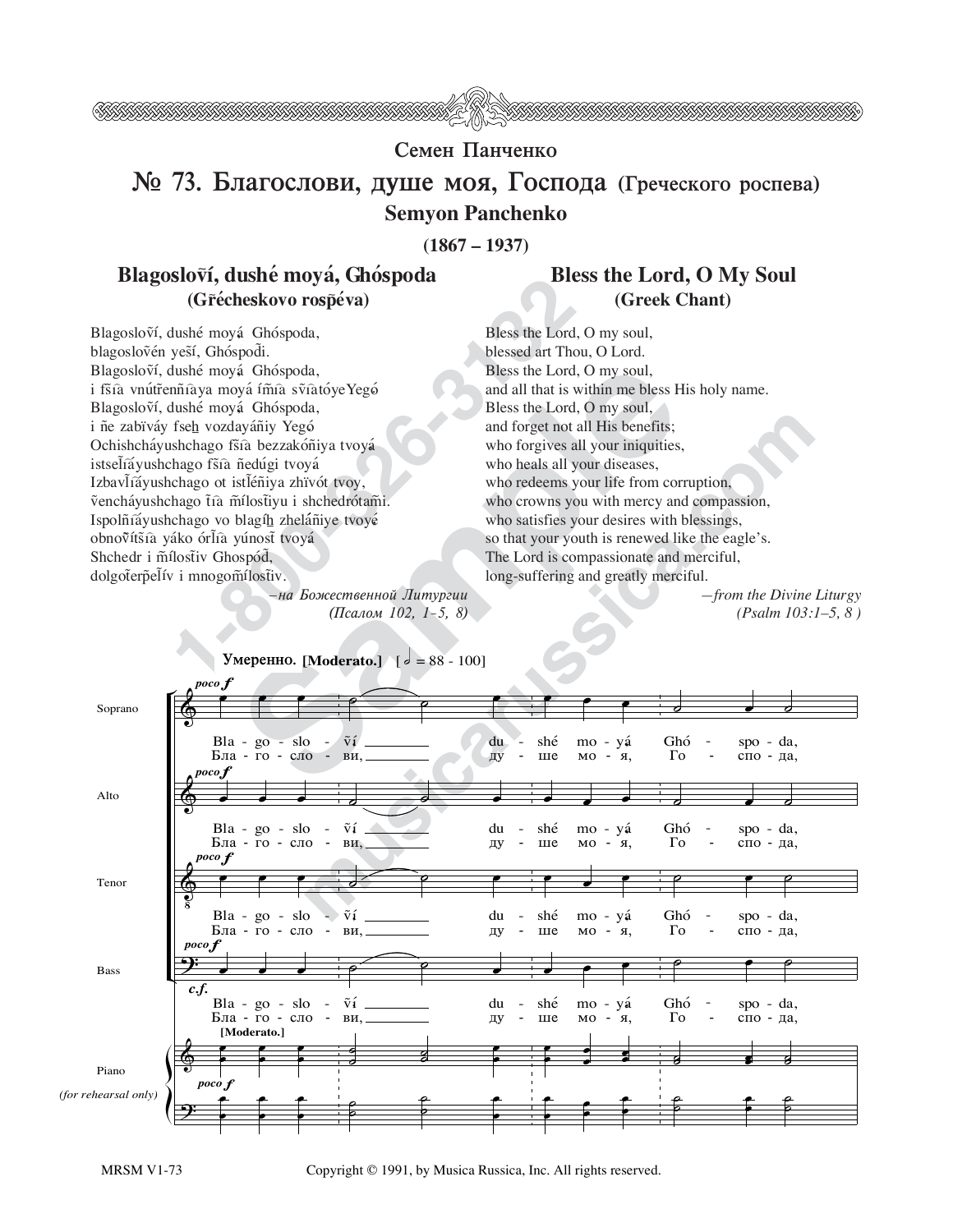# Семен Панченко

## № 73. Благослови, душе моя, Господа (Греческого роспева)

### Semyon Panchenko

**(1867 – 1937)**

## Blagoslovĩ, dushé moyá, Ghóspoda
**(Gr̃écheskovo rosp̃éva)**

Blagoslovĩ, dushé moyá Ghóspoda,
blagosloṽén yesĩ, Ghóspod̃i.
Blagoslovĩ, dushé moyá Ghóspoda,
i fs̃ĩa vnútr̃enñĩaya moyá ím̃ĩa sṽĩatóyeYegó
Blagoslovĩ, dushé moyá Ghóspoda,
i ñe zabïváy fseh vozdayáñiy Yegó
Ochishcháyushchago fs̃ĩa bezzakóñiya tvoyá
istsel̃ĩáyushchago fs̃ĩa ñedúgi tvoyá
Izbavl̃ĩáyushchago ot istl̃éñiya zhïvót tvoy,
ṽencháyushchago t̃ĩa m̃ílostiyu i shchedrótam̃i.
Ispolñĩáyushchago vo blag̃ih zheláñiye tvoyé
obnovĩtsĩa yáko ór̃lĩa yúnost̃ tvoyá
Shchedr i m̃ílost̃iv Ghospód̃,
dolgoter̃pel̃ív i mnogom̃ílost̃iv.

*–на Божественной Литургии*
*(Псалом 102, 1–5, 8)*

## Bless the Lord, O My Soul
**(Greek Chant)**

Bless the Lord, O my soul,
blessed art Thou, O Lord.
Bless the Lord, O my soul,
and all that is within me bless His holy name.
Bless the Lord, O my soul,
and forget not all His benefits;
who forgives all your iniquities,
who heals all your diseases,
who redeems your life from corruption,
who crowns you with mercy and compassion,
who satisfies your desires with blessings,
so that your youth is renewed like the eagle's.
The Lord is compassionate and merciful,
long-suffering and greatly merciful.

*—from the Divine Liturgy*
*(Psalm 103:1–5, 8 )*

Copyright © 1991, by Musica Russica, Inc. All rights reserved.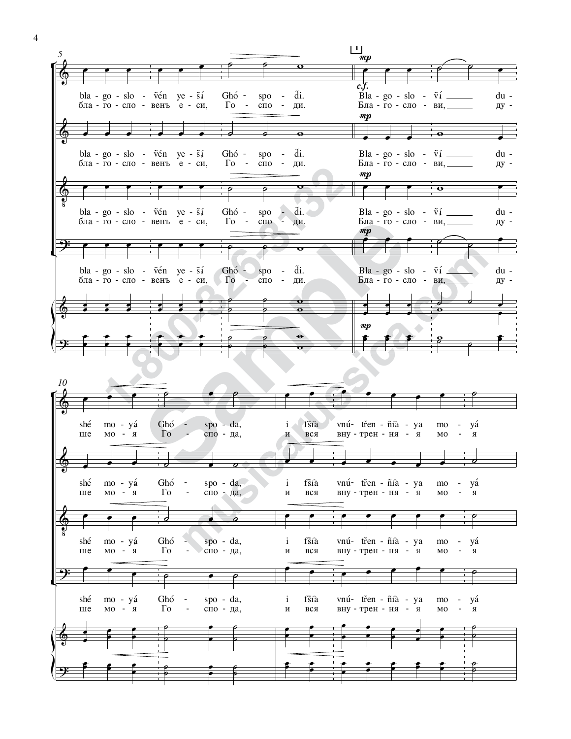bla - go - slo - vén ye - sí Ghó - spo - di. Bla - go - slo - ví du -

бла - го - сло - венъ е - си, Го - спо - ди. Бла - го - сло - ви, ду -

shé mo - yá Ghó - spo - da, i fsia vnú- tren - nia - ya mo - yá

ше мо - я Го - спо - да, и вся вну - трен - ня - я мо - я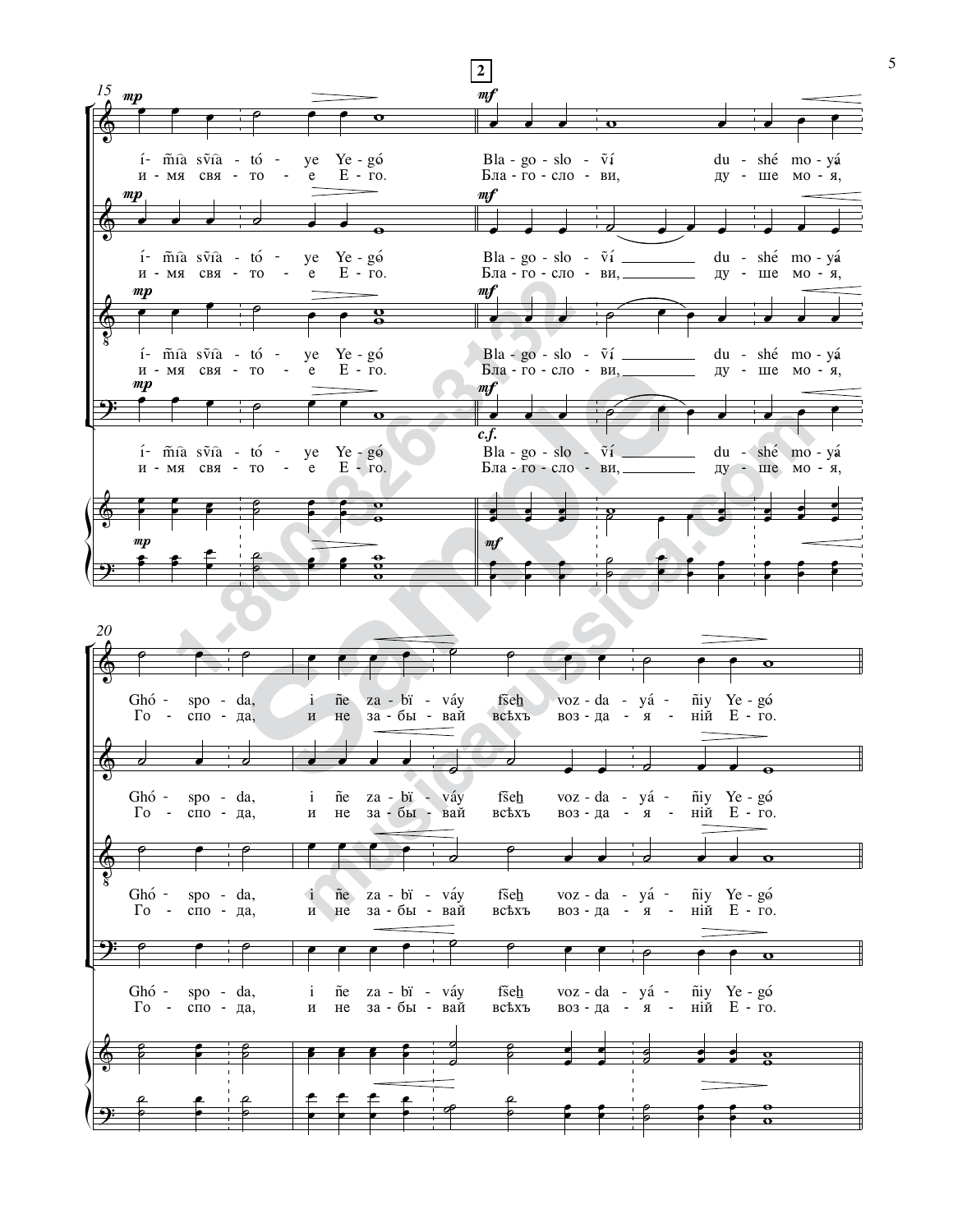15

**2**

*mp* *mf*

í- m̃ía sv̂ía - tó - ye Ye-gó Bla - go - slo - v̂í du - shé mo - yá

и - мя свя - то - е Е - го. Бла - го - сло - ви, ду - ше мо - я,

*c.f.*

20

Ghó - spo - da, i ñe za - bï - váy fšeh voz - da - yá - ñiy Ye - gó

Го - спо - да, и не за - бы - вай всѣхъ воз - да - я - ній Е - го.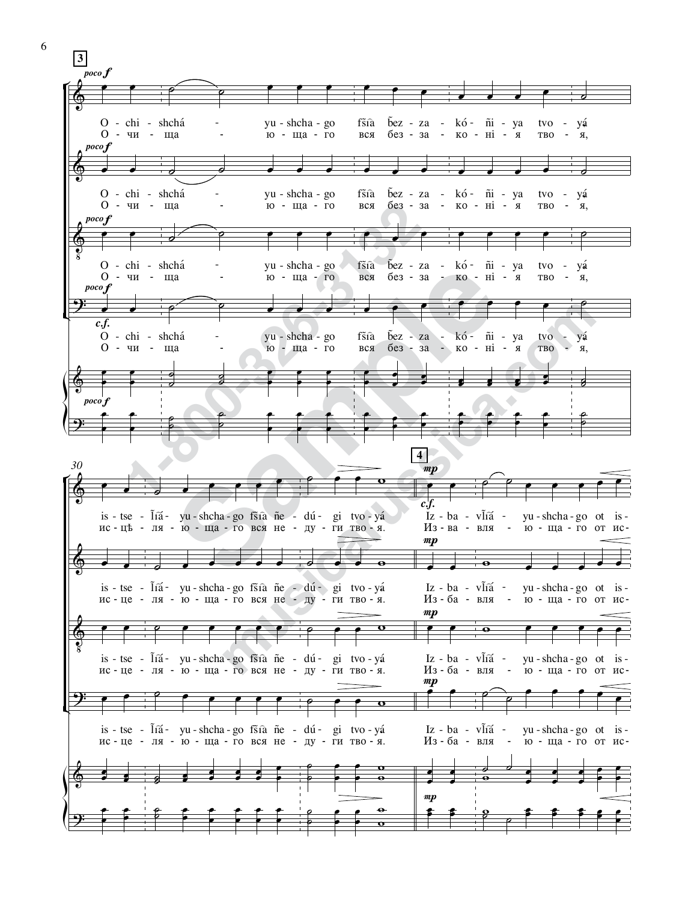**3**

*poco f*

O - chi - shchá - yu - shcha - go fs̃ia b̃ez - za - kó - ñi - ya tvo - yá
О - чи - ща - ю - ща - го вся без - за - ко - ні - я тво - я,

*c.f.*

30

is - tse - l̃iá - yu - shcha - go fs̃ia ñe - dú - gi tvo - yá
ис - це - ля - ю - ща - го вся не - ду - ги тво - я.

**4**

*mp*

Iz - ba - vl̃iá - yu - shcha - go ot is-
Из - ба - вля - ю - ща - го от ис-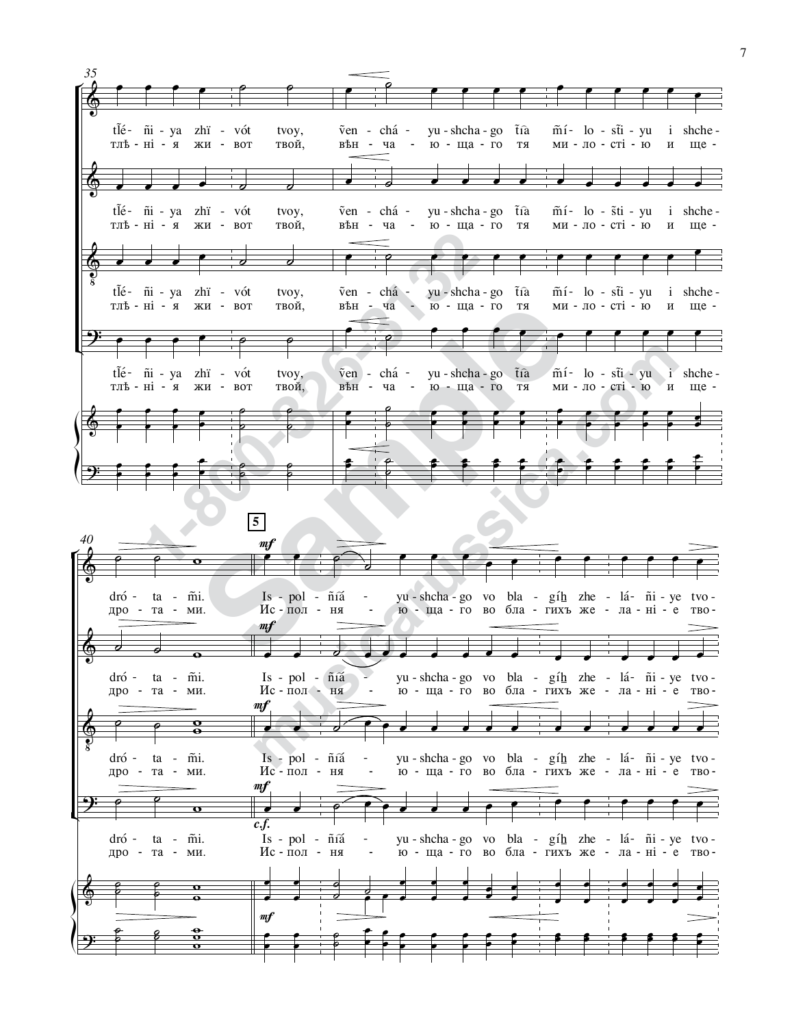35

tl̃é- ñi - ya zhï - vót tvoy, ṽen - chá - yu - shcha - go t̃ia m̃í - lo - s̃ti - yu i shche -

тлѣ - ні - я жи - вот твой, вѣн - ча - ю - ща - го тя ми - ло - сті - ю и ще -

40

**5**

*mf*

dró - ta - m̃i. Is - pol - ñ̃á - yu - shcha - go vo bla - gíh̲ zhe - lá - ñi - ye tvo -

дро - та - ми. Ис - пол - ня - ю - ща - го во бла - гихъ же - ла - ні - е тво -

*c.f.*